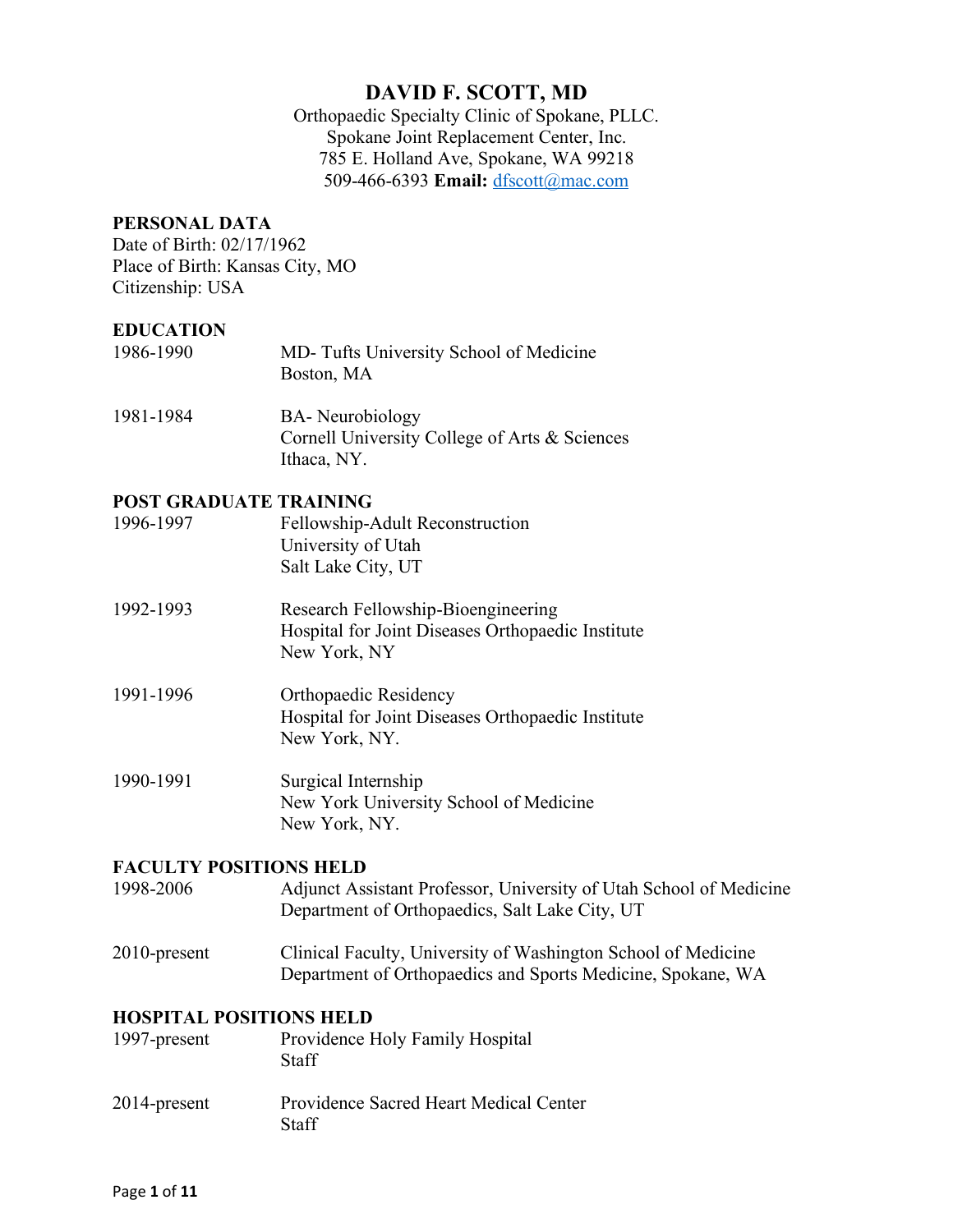# DAVID F. SCOTT, MD

Orthopaedic Specialty Clinic of Spokane, PLLC.
Spokane Joint Replacement Center, Inc.
785 E. Holland Ave, Spokane, WA 99218
509-466-6393 **Email:** dfscott@mac.com

## PERSONAL DATA

Date of Birth: 02/17/1962
Place of Birth: Kansas City, MO
Citizenship: USA

## EDUCATION

| | |
|---|---|
| 1986-1990 | MD- Tufts University School of Medicine<br>Boston, MA |
| 1981-1984 | BA- Neurobiology<br>Cornell University College of Arts & Sciences<br>Ithaca, NY. |

## POST GRADUATE TRAINING

| | |
|---|---|
| 1996-1997 | Fellowship-Adult Reconstruction<br>University of Utah<br>Salt Lake City, UT |
| 1992-1993 | Research Fellowship-Bioengineering<br>Hospital for Joint Diseases Orthopaedic Institute<br>New York, NY |
| 1991-1996 | Orthopaedic Residency<br>Hospital for Joint Diseases Orthopaedic Institute<br>New York, NY. |
| 1990-1991 | Surgical Internship<br>New York University School of Medicine<br>New York, NY. |

## FACULTY POSITIONS HELD

| | |
|---|---|
| 1998-2006 | Adjunct Assistant Professor, University of Utah School of Medicine<br>Department of Orthopaedics, Salt Lake City, UT |
| 2010-present | Clinical Faculty, University of Washington School of Medicine<br>Department of Orthopaedics and Sports Medicine, Spokane, WA |

## HOSPITAL POSITIONS HELD

| | |
|---|---|
| 1997-present | Providence Holy Family Hospital<br>Staff |
| 2014-present | Providence Sacred Heart Medical Center<br>Staff |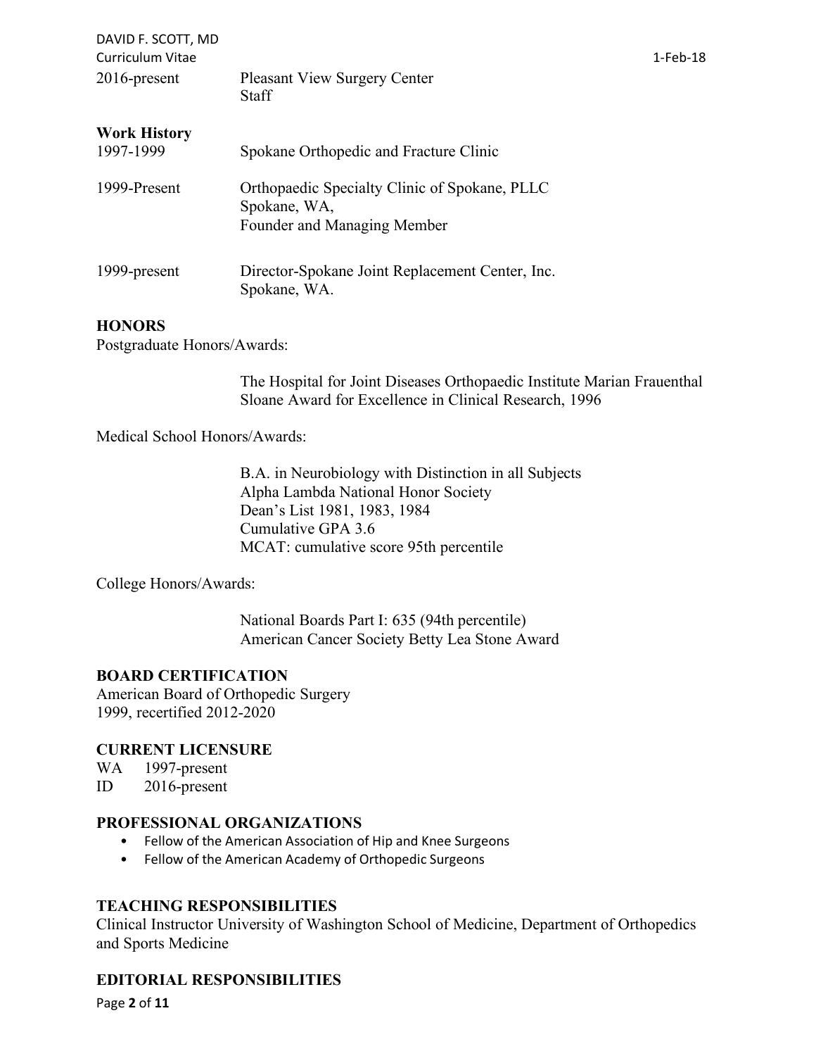| | |
|---|---|
| 2016-present | Pleasant View Surgery Center<br>Staff |

**Work History**

| | |
|---|---|
| 1997-1999 | Spokane Orthopedic and Fracture Clinic |
| 1999-Present | Orthopaedic Specialty Clinic of Spokane, PLLC<br>Spokane, WA,<br>Founder and Managing Member |
| 1999-present | Director-Spokane Joint Replacement Center, Inc.<br>Spokane, WA. |

## HONORS

Postgraduate Honors/Awards:

The Hospital for Joint Diseases Orthopaedic Institute Marian Frauenthal Sloane Award for Excellence in Clinical Research, 1996

Medical School Honors/Awards:

B.A. in Neurobiology with Distinction in all Subjects
Alpha Lambda National Honor Society
Dean's List 1981, 1983, 1984
Cumulative GPA 3.6
MCAT: cumulative score 95th percentile

College Honors/Awards:

National Boards Part I: 635 (94th percentile)
American Cancer Society Betty Lea Stone Award

## BOARD CERTIFICATION

American Board of Orthopedic Surgery
1999, recertified 2012-2020

## CURRENT LICENSURE

WA 1997-present
ID 2016-present

## PROFESSIONAL ORGANIZATIONS

- Fellow of the American Association of Hip and Knee Surgeons
- Fellow of the American Academy of Orthopedic Surgeons

## TEACHING RESPONSIBILITIES

Clinical Instructor University of Washington School of Medicine, Department of Orthopedics and Sports Medicine

## EDITORIAL RESPONSIBILITIES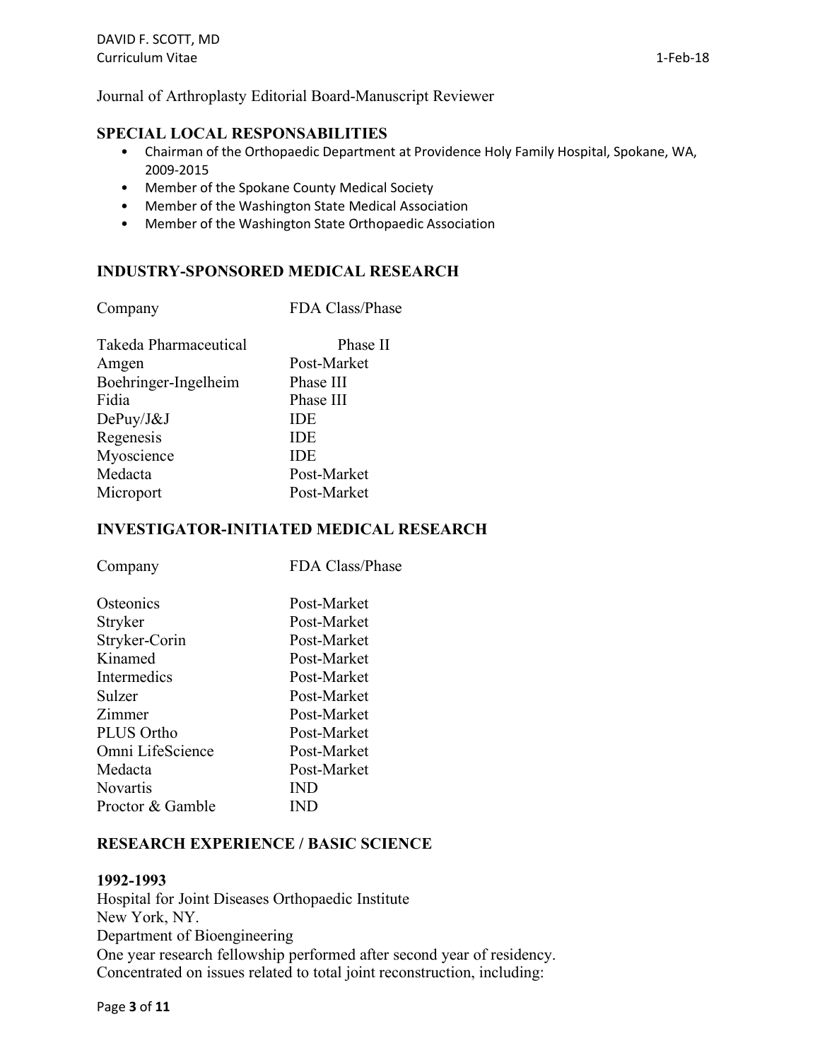Journal of Arthroplasty Editorial Board-Manuscript Reviewer

## SPECIAL LOCAL RESPONSABILITIES

- Chairman of the Orthopaedic Department at Providence Holy Family Hospital, Spokane, WA, 2009-2015
- Member of the Spokane County Medical Society
- Member of the Washington State Medical Association
- Member of the Washington State Orthopaedic Association

## INDUSTRY-SPONSORED MEDICAL RESEARCH

| Company | FDA Class/Phase |
|---|---|
| Takeda Pharmaceutical | Phase II |
| Amgen | Post-Market |
| Boehringer-Ingelheim | Phase III |
| Fidia | Phase III |
| DePuy/J&J | IDE |
| Regenesis | IDE |
| Myoscience | IDE |
| Medacta | Post-Market |
| Microport | Post-Market |

## INVESTIGATOR-INITIATED MEDICAL RESEARCH

| Company | FDA Class/Phase |
|---|---|
| Osteonics | Post-Market |
| Stryker | Post-Market |
| Stryker-Corin | Post-Market |
| Kinamed | Post-Market |
| Intermedics | Post-Market |
| Sulzer | Post-Market |
| Zimmer | Post-Market |
| PLUS Ortho | Post-Market |
| Omni LifeScience | Post-Market |
| Medacta | Post-Market |
| Novartis | IND |
| Proctor & Gamble | IND |

## RESEARCH EXPERIENCE / BASIC SCIENCE

**1992-1993**

Hospital for Joint Diseases Orthopaedic Institute
New York, NY.
Department of Bioengineering
One year research fellowship performed after second year of residency.
Concentrated on issues related to total joint reconstruction, including: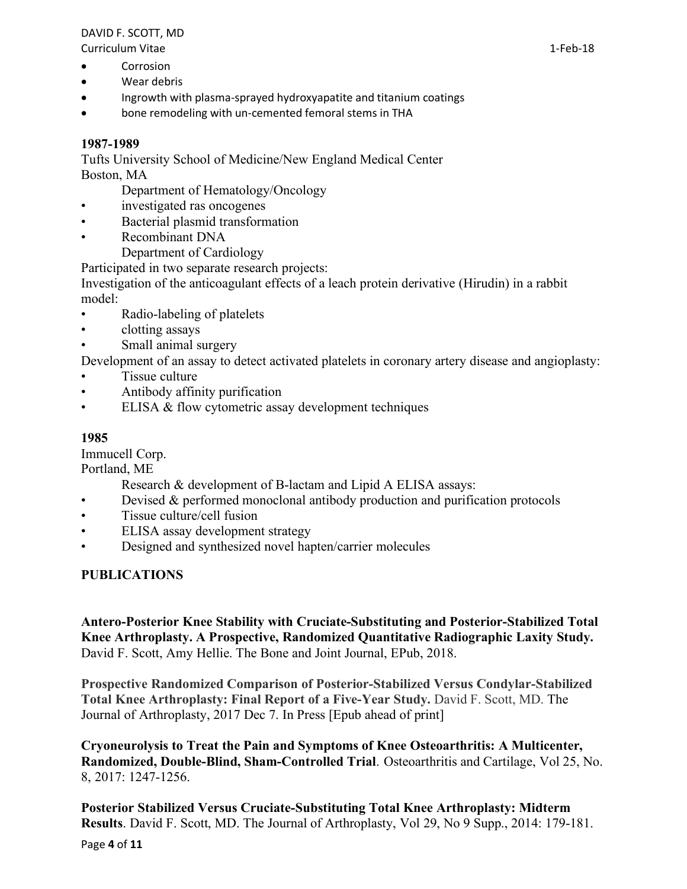- Corrosion
- Wear debris
- Ingrowth with plasma-sprayed hydroxyapatite and titanium coatings
- bone remodeling with un-cemented femoral stems in THA

**1987-1989**

Tufts University School of Medicine/New England Medical Center
Boston, MA

Department of Hematology/Oncology

- investigated ras oncogenes
- Bacterial plasmid transformation
- Recombinant DNA

Department of Cardiology

Participated in two separate research projects:

Investigation of the anticoagulant effects of a leach protein derivative (Hirudin) in a rabbit model:

- Radio-labeling of platelets
- clotting assays
- Small animal surgery

Development of an assay to detect activated platelets in coronary artery disease and angioplasty:

- Tissue culture
- Antibody affinity purification
- ELISA & flow cytometric assay development techniques

**1985**

Immucell Corp.
Portland, ME

Research & development of B-lactam and Lipid A ELISA assays:

- Devised & performed monoclonal antibody production and purification protocols
- Tissue culture/cell fusion
- ELISA assay development strategy
- Designed and synthesized novel hapten/carrier molecules

## PUBLICATIONS

**Antero-Posterior Knee Stability with Cruciate-Substituting and Posterior-Stabilized Total Knee Arthroplasty. A Prospective, Randomized Quantitative Radiographic Laxity Study.** David F. Scott, Amy Hellie. The Bone and Joint Journal, EPub, 2018.

**Prospective Randomized Comparison of Posterior-Stabilized Versus Condylar-Stabilized Total Knee Arthroplasty: Final Report of a Five-Year Study.** David F. Scott, MD. The Journal of Arthroplasty, 2017 Dec 7. In Press [Epub ahead of print]

**Cryoneurolysis to Treat the Pain and Symptoms of Knee Osteoarthritis: A Multicenter, Randomized, Double-Blind, Sham-Controlled Trial**. Osteoarthritis and Cartilage, Vol 25, No. 8, 2017: 1247-1256.

**Posterior Stabilized Versus Cruciate-Substituting Total Knee Arthroplasty: Midterm Results**. David F. Scott, MD. The Journal of Arthroplasty, Vol 29, No 9 Supp., 2014: 179-181.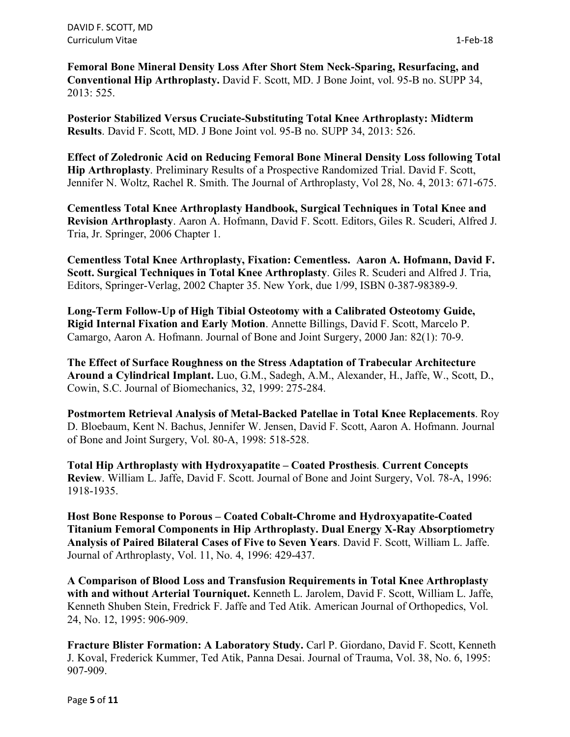**Femoral Bone Mineral Density Loss After Short Stem Neck-Sparing, Resurfacing, and Conventional Hip Arthroplasty.** David F. Scott, MD. J Bone Joint, vol. 95-B no. SUPP 34, 2013: 525.

**Posterior Stabilized Versus Cruciate-Substituting Total Knee Arthroplasty: Midterm Results**. David F. Scott, MD. J Bone Joint vol. 95-B no. SUPP 34, 2013: 526.

**Effect of Zoledronic Acid on Reducing Femoral Bone Mineral Density Loss following Total Hip Arthroplasty**. Preliminary Results of a Prospective Randomized Trial. David F. Scott, Jennifer N. Woltz, Rachel R. Smith. The Journal of Arthroplasty, Vol 28, No. 4, 2013: 671-675.

**Cementless Total Knee Arthroplasty Handbook, Surgical Techniques in Total Knee and Revision Arthroplasty**. Aaron A. Hofmann, David F. Scott. Editors, Giles R. Scuderi, Alfred J. Tria, Jr. Springer, 2006 Chapter 1.

**Cementless Total Knee Arthroplasty, Fixation: Cementless. Aaron A. Hofmann, David F. Scott. Surgical Techniques in Total Knee Arthroplasty**. Giles R. Scuderi and Alfred J. Tria, Editors, Springer-Verlag, 2002 Chapter 35. New York, due 1/99, ISBN 0-387-98389-9.

**Long-Term Follow-Up of High Tibial Osteotomy with a Calibrated Osteotomy Guide, Rigid Internal Fixation and Early Motion**. Annette Billings, David F. Scott, Marcelo P. Camargo, Aaron A. Hofmann. Journal of Bone and Joint Surgery, 2000 Jan: 82(1): 70-9.

**The Effect of Surface Roughness on the Stress Adaptation of Trabecular Architecture Around a Cylindrical Implant.** Luo, G.M., Sadegh, A.M., Alexander, H., Jaffe, W., Scott, D., Cowin, S.C. Journal of Biomechanics, 32, 1999: 275-284.

**Postmortem Retrieval Analysis of Metal-Backed Patellae in Total Knee Replacements**. Roy D. Bloebaum, Kent N. Bachus, Jennifer W. Jensen, David F. Scott, Aaron A. Hofmann. Journal of Bone and Joint Surgery, Vol. 80-A, 1998: 518-528.

**Total Hip Arthroplasty with Hydroxyapatite – Coated Prosthesis**. **Current Concepts Review**. William L. Jaffe, David F. Scott. Journal of Bone and Joint Surgery, Vol. 78-A, 1996: 1918-1935.

**Host Bone Response to Porous – Coated Cobalt-Chrome and Hydroxyapatite-Coated Titanium Femoral Components in Hip Arthroplasty. Dual Energy X-Ray Absorptiometry Analysis of Paired Bilateral Cases of Five to Seven Years**. David F. Scott, William L. Jaffe. Journal of Arthroplasty, Vol. 11, No. 4, 1996: 429-437.

**A Comparison of Blood Loss and Transfusion Requirements in Total Knee Arthroplasty with and without Arterial Tourniquet.** Kenneth L. Jarolem, David F. Scott, William L. Jaffe, Kenneth Shuben Stein, Fredrick F. Jaffe and Ted Atik. American Journal of Orthopedics, Vol. 24, No. 12, 1995: 906-909.

**Fracture Blister Formation: A Laboratory Study.** Carl P. Giordano, David F. Scott, Kenneth J. Koval, Frederick Kummer, Ted Atik, Panna Desai. Journal of Trauma, Vol. 38, No. 6, 1995: 907-909.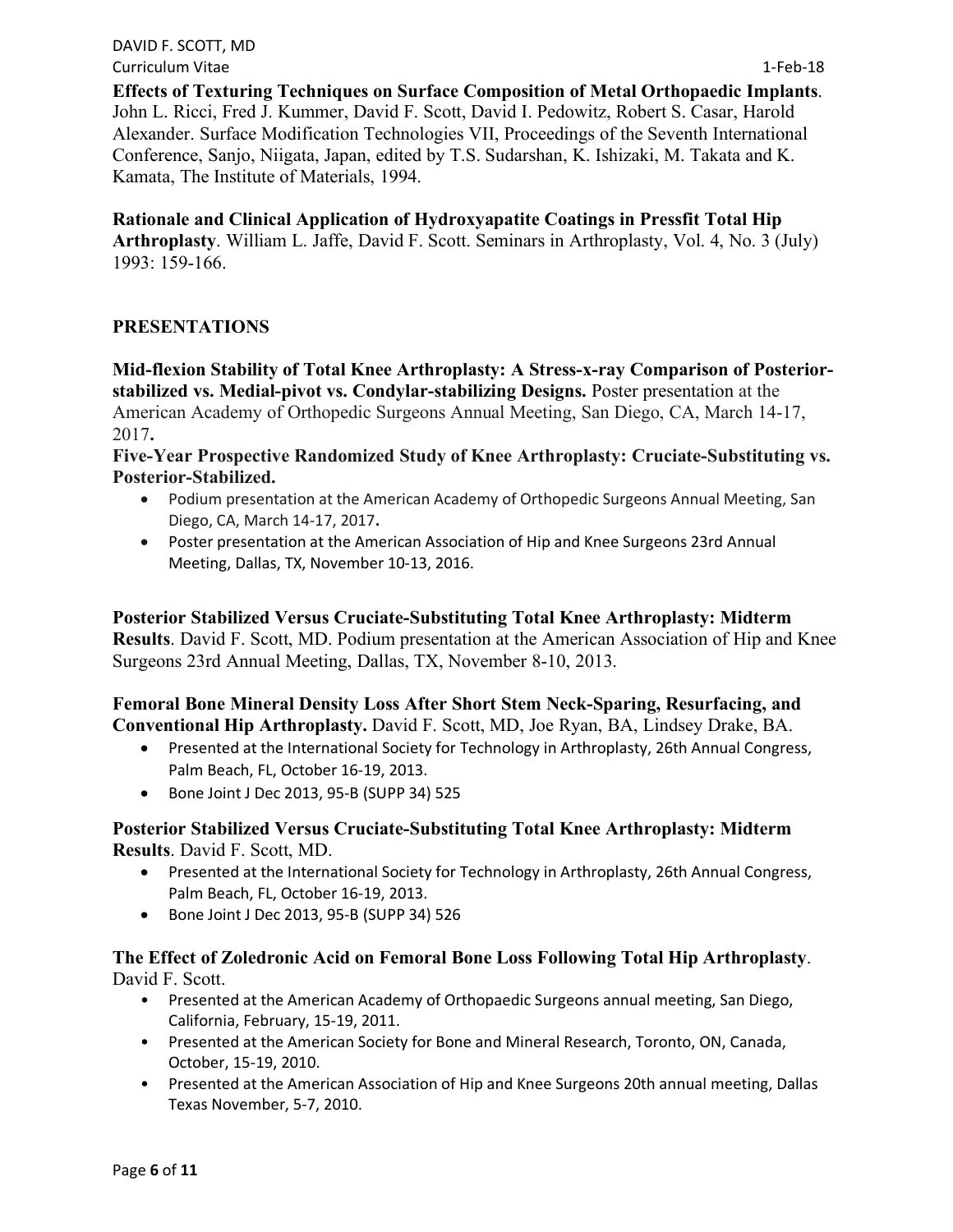**Effects of Texturing Techniques on Surface Composition of Metal Orthopaedic Implants**. John L. Ricci, Fred J. Kummer, David F. Scott, David I. Pedowitz, Robert S. Casar, Harold Alexander. Surface Modification Technologies VII, Proceedings of the Seventh International Conference, Sanjo, Niigata, Japan, edited by T.S. Sudarshan, K. Ishizaki, M. Takata and K. Kamata, The Institute of Materials, 1994.

**Rationale and Clinical Application of Hydroxyapatite Coatings in Pressfit Total Hip Arthroplasty**. William L. Jaffe, David F. Scott. Seminars in Arthroplasty, Vol. 4, No. 3 (July) 1993: 159-166.

## PRESENTATIONS

**Mid-flexion Stability of Total Knee Arthroplasty: A Stress-x-ray Comparison of Posterior-stabilized vs. Medial-pivot vs. Condylar-stabilizing Designs.** Poster presentation at the American Academy of Orthopedic Surgeons Annual Meeting, San Diego, CA, March 14-17, 2017**.**

**Five-Year Prospective Randomized Study of Knee Arthroplasty: Cruciate-Substituting vs. Posterior-Stabilized.**

- Podium presentation at the American Academy of Orthopedic Surgeons Annual Meeting, San Diego, CA, March 14-17, 2017**.**
- Poster presentation at the American Association of Hip and Knee Surgeons 23rd Annual Meeting, Dallas, TX, November 10-13, 2016.

**Posterior Stabilized Versus Cruciate-Substituting Total Knee Arthroplasty: Midterm Results**. David F. Scott, MD. Podium presentation at the American Association of Hip and Knee Surgeons 23rd Annual Meeting, Dallas, TX, November 8-10, 2013.

**Femoral Bone Mineral Density Loss After Short Stem Neck-Sparing, Resurfacing, and Conventional Hip Arthroplasty.** David F. Scott, MD, Joe Ryan, BA, Lindsey Drake, BA.

- Presented at the International Society for Technology in Arthroplasty, 26th Annual Congress, Palm Beach, FL, October 16-19, 2013.
- Bone Joint J Dec 2013, 95-B (SUPP 34) 525

**Posterior Stabilized Versus Cruciate-Substituting Total Knee Arthroplasty: Midterm Results**. David F. Scott, MD.

- Presented at the International Society for Technology in Arthroplasty, 26th Annual Congress, Palm Beach, FL, October 16-19, 2013.
- Bone Joint J Dec 2013, 95-B (SUPP 34) 526

**The Effect of Zoledronic Acid on Femoral Bone Loss Following Total Hip Arthroplasty**. David F. Scott.

- Presented at the American Academy of Orthopaedic Surgeons annual meeting, San Diego, California, February, 15-19, 2011.
- Presented at the American Society for Bone and Mineral Research, Toronto, ON, Canada, October, 15-19, 2010.
- Presented at the American Association of Hip and Knee Surgeons 20th annual meeting, Dallas Texas November, 5-7, 2010.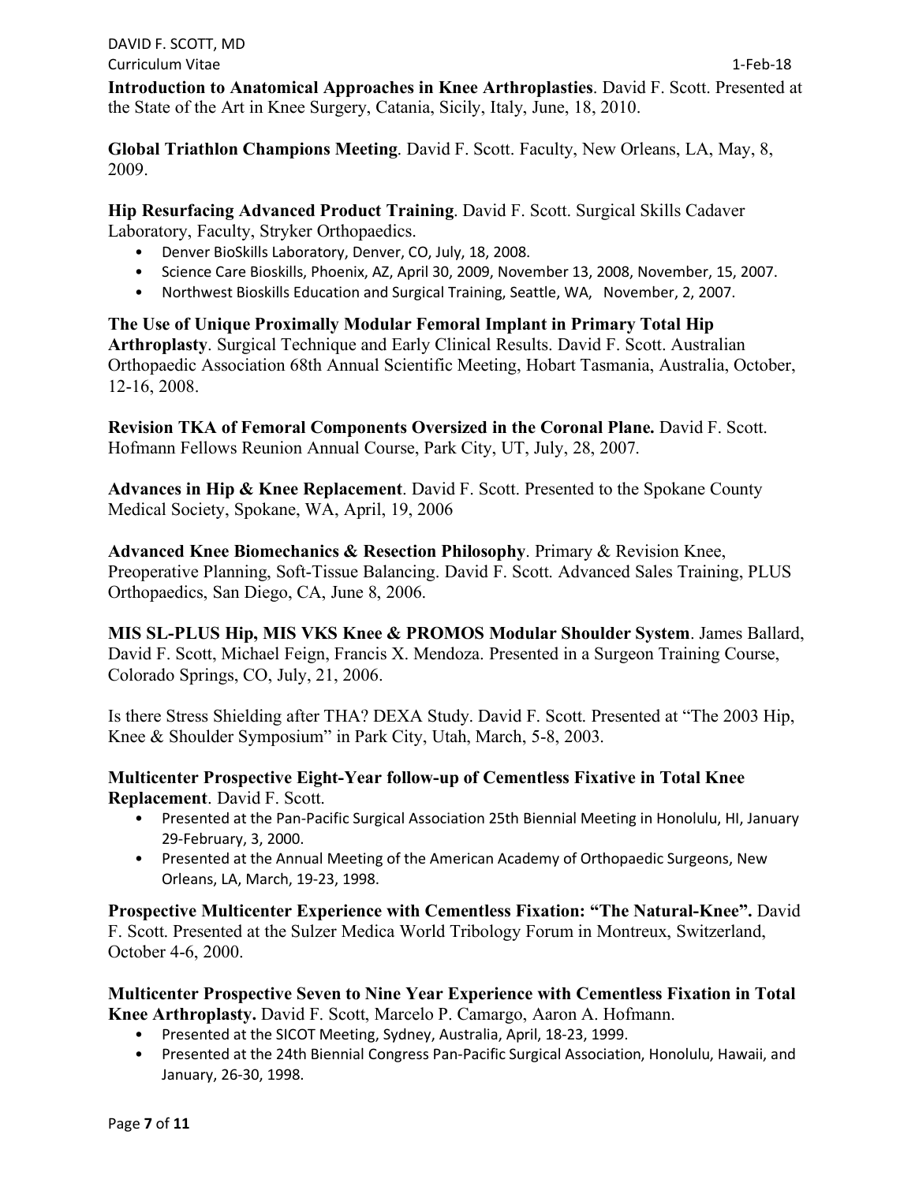**Introduction to Anatomical Approaches in Knee Arthroplasties**. David F. Scott. Presented at the State of the Art in Knee Surgery, Catania, Sicily, Italy, June, 18, 2010.

**Global Triathlon Champions Meeting**. David F. Scott. Faculty, New Orleans, LA, May, 8, 2009.

**Hip Resurfacing Advanced Product Training**. David F. Scott. Surgical Skills Cadaver Laboratory, Faculty, Stryker Orthopaedics.

- Denver BioSkills Laboratory, Denver, CO, July, 18, 2008.
- Science Care Bioskills, Phoenix, AZ, April 30, 2009, November 13, 2008, November, 15, 2007.
- Northwest Bioskills Education and Surgical Training, Seattle, WA, November, 2, 2007.

**The Use of Unique Proximally Modular Femoral Implant in Primary Total Hip Arthroplasty**. Surgical Technique and Early Clinical Results. David F. Scott. Australian Orthopaedic Association 68th Annual Scientific Meeting, Hobart Tasmania, Australia, October, 12-16, 2008.

**Revision TKA of Femoral Components Oversized in the Coronal Plane.** David F. Scott. Hofmann Fellows Reunion Annual Course, Park City, UT, July, 28, 2007.

**Advances in Hip & Knee Replacement**. David F. Scott. Presented to the Spokane County Medical Society, Spokane, WA, April, 19, 2006

**Advanced Knee Biomechanics & Resection Philosophy**. Primary & Revision Knee, Preoperative Planning, Soft-Tissue Balancing. David F. Scott. Advanced Sales Training, PLUS Orthopaedics, San Diego, CA, June 8, 2006.

**MIS SL-PLUS Hip, MIS VKS Knee & PROMOS Modular Shoulder System**. James Ballard, David F. Scott, Michael Feign, Francis X. Mendoza. Presented in a Surgeon Training Course, Colorado Springs, CO, July, 21, 2006.

Is there Stress Shielding after THA? DEXA Study. David F. Scott. Presented at "The 2003 Hip, Knee & Shoulder Symposium" in Park City, Utah, March, 5-8, 2003.

**Multicenter Prospective Eight-Year follow-up of Cementless Fixative in Total Knee Replacement**. David F. Scott.

- Presented at the Pan-Pacific Surgical Association 25th Biennial Meeting in Honolulu, HI, January 29-February, 3, 2000.
- Presented at the Annual Meeting of the American Academy of Orthopaedic Surgeons, New Orleans, LA, March, 19-23, 1998.

**Prospective Multicenter Experience with Cementless Fixation: "The Natural-Knee".** David F. Scott. Presented at the Sulzer Medica World Tribology Forum in Montreux, Switzerland, October 4-6, 2000.

**Multicenter Prospective Seven to Nine Year Experience with Cementless Fixation in Total Knee Arthroplasty.** David F. Scott, Marcelo P. Camargo, Aaron A. Hofmann.

- Presented at the SICOT Meeting, Sydney, Australia, April, 18-23, 1999.
- Presented at the 24th Biennial Congress Pan-Pacific Surgical Association, Honolulu, Hawaii, and January, 26-30, 1998.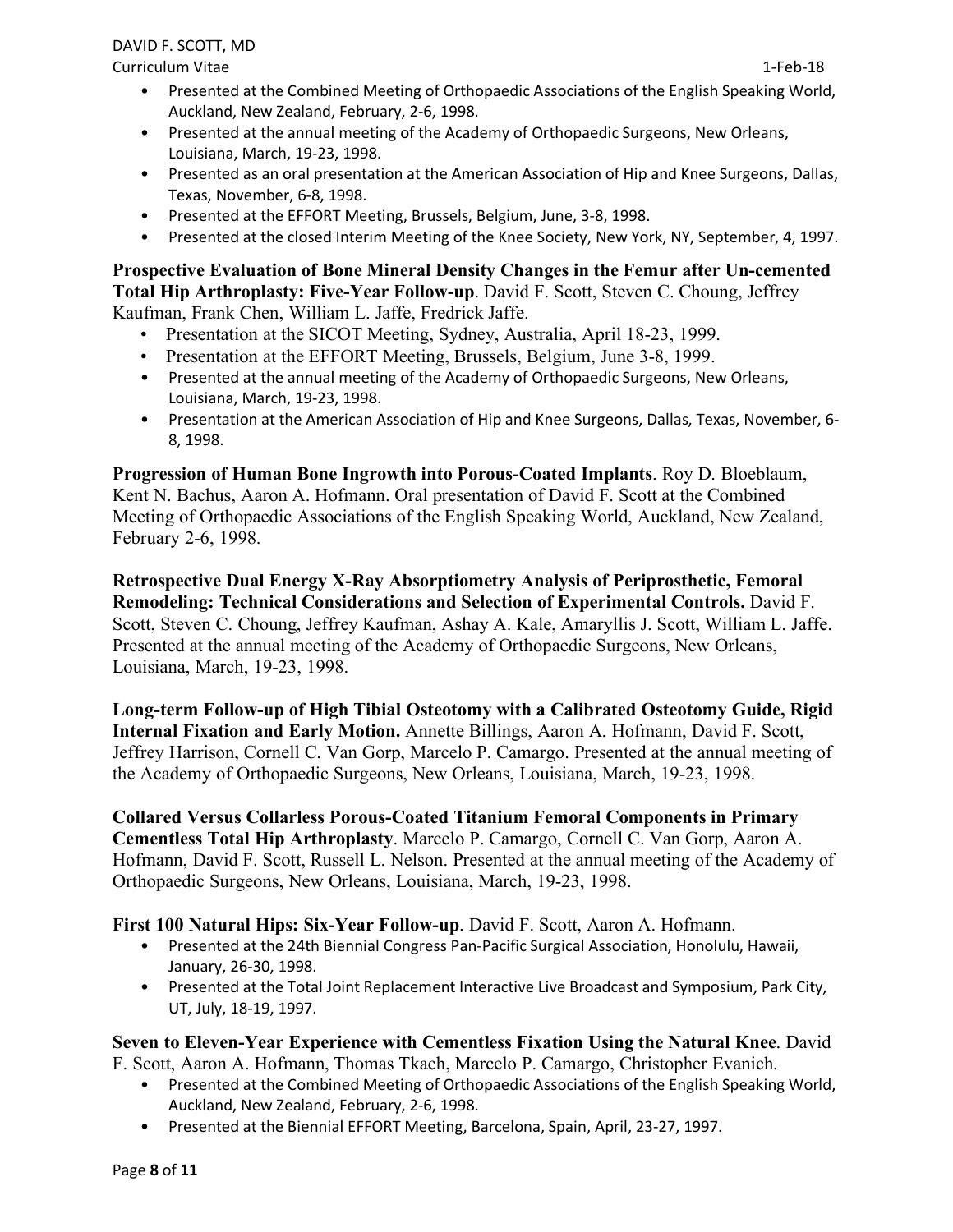- Presented at the Combined Meeting of Orthopaedic Associations of the English Speaking World, Auckland, New Zealand, February, 2-6, 1998.
- Presented at the annual meeting of the Academy of Orthopaedic Surgeons, New Orleans, Louisiana, March, 19-23, 1998.
- Presented as an oral presentation at the American Association of Hip and Knee Surgeons, Dallas, Texas, November, 6-8, 1998.
- Presented at the EFFORT Meeting, Brussels, Belgium, June, 3-8, 1998.
- Presented at the closed Interim Meeting of the Knee Society, New York, NY, September, 4, 1997.

**Prospective Evaluation of Bone Mineral Density Changes in the Femur after Un-cemented Total Hip Arthroplasty: Five-Year Follow-up**. David F. Scott, Steven C. Choung, Jeffrey Kaufman, Frank Chen, William L. Jaffe, Fredrick Jaffe.

- Presentation at the SICOT Meeting, Sydney, Australia, April 18-23, 1999.
- Presentation at the EFFORT Meeting, Brussels, Belgium, June 3-8, 1999.
- Presented at the annual meeting of the Academy of Orthopaedic Surgeons, New Orleans, Louisiana, March, 19-23, 1998.
- Presentation at the American Association of Hip and Knee Surgeons, Dallas, Texas, November, 6-8, 1998.

**Progression of Human Bone Ingrowth into Porous-Coated Implants**. Roy D. Bloeblaum, Kent N. Bachus, Aaron A. Hofmann. Oral presentation of David F. Scott at the Combined Meeting of Orthopaedic Associations of the English Speaking World, Auckland, New Zealand, February 2-6, 1998.

**Retrospective Dual Energy X-Ray Absorptiometry Analysis of Periprosthetic, Femoral Remodeling: Technical Considerations and Selection of Experimental Controls.** David F. Scott, Steven C. Choung, Jeffrey Kaufman, Ashay A. Kale, Amaryllis J. Scott, William L. Jaffe. Presented at the annual meeting of the Academy of Orthopaedic Surgeons, New Orleans, Louisiana, March, 19-23, 1998.

**Long-term Follow-up of High Tibial Osteotomy with a Calibrated Osteotomy Guide, Rigid Internal Fixation and Early Motion.** Annette Billings, Aaron A. Hofmann, David F. Scott, Jeffrey Harrison, Cornell C. Van Gorp, Marcelo P. Camargo. Presented at the annual meeting of the Academy of Orthopaedic Surgeons, New Orleans, Louisiana, March, 19-23, 1998.

**Collared Versus Collarless Porous-Coated Titanium Femoral Components in Primary Cementless Total Hip Arthroplasty**. Marcelo P. Camargo, Cornell C. Van Gorp, Aaron A. Hofmann, David F. Scott, Russell L. Nelson. Presented at the annual meeting of the Academy of Orthopaedic Surgeons, New Orleans, Louisiana, March, 19-23, 1998.

**First 100 Natural Hips: Six-Year Follow-up**. David F. Scott, Aaron A. Hofmann.

- Presented at the 24th Biennial Congress Pan-Pacific Surgical Association, Honolulu, Hawaii, January, 26-30, 1998.
- Presented at the Total Joint Replacement Interactive Live Broadcast and Symposium, Park City, UT, July, 18-19, 1997.

**Seven to Eleven-Year Experience with Cementless Fixation Using the Natural Knee**. David F. Scott, Aaron A. Hofmann, Thomas Tkach, Marcelo P. Camargo, Christopher Evanich.

- Presented at the Combined Meeting of Orthopaedic Associations of the English Speaking World, Auckland, New Zealand, February, 2-6, 1998.
- Presented at the Biennial EFFORT Meeting, Barcelona, Spain, April, 23-27, 1997.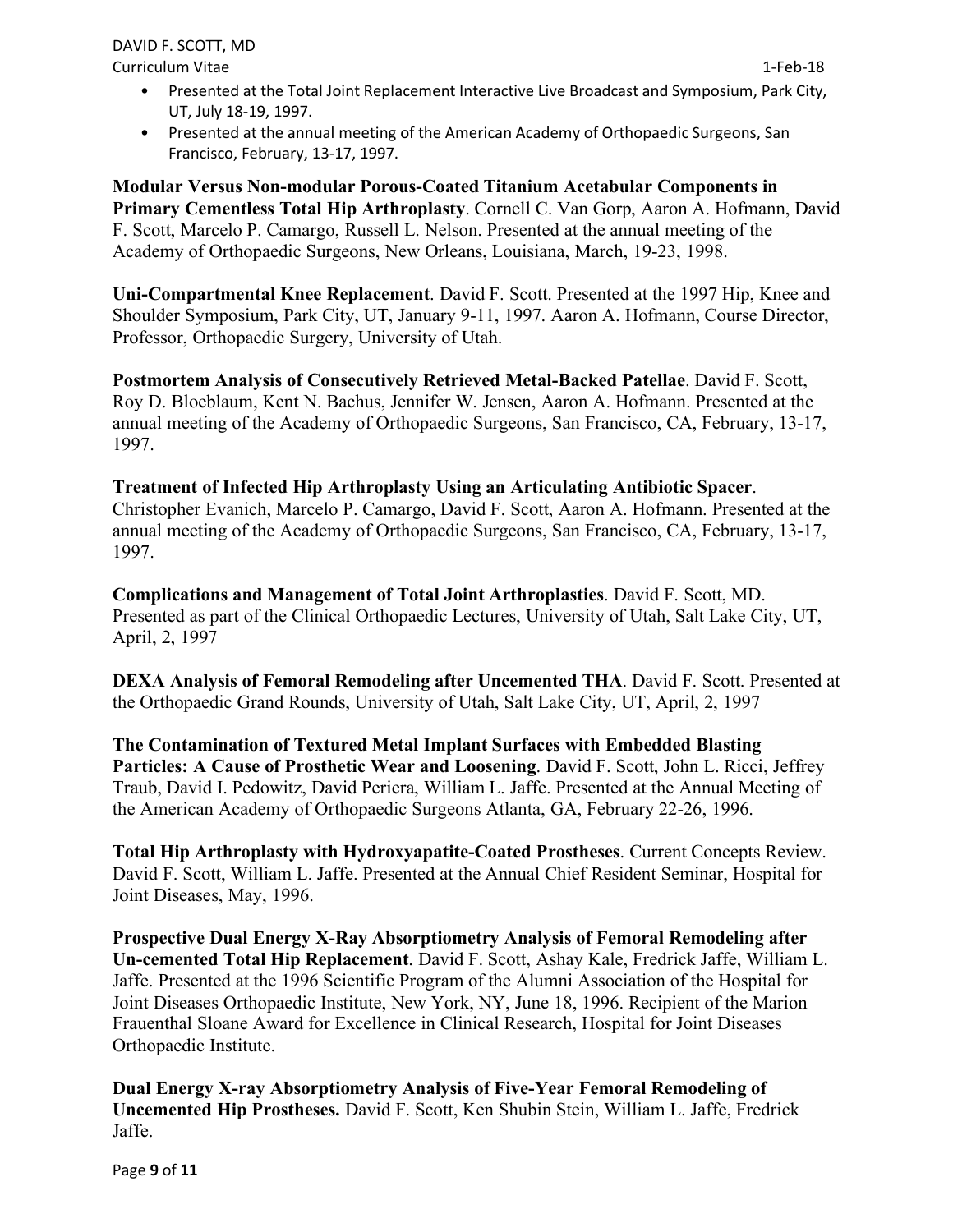- Presented at the Total Joint Replacement Interactive Live Broadcast and Symposium, Park City, UT, July 18-19, 1997.
- Presented at the annual meeting of the American Academy of Orthopaedic Surgeons, San Francisco, February, 13-17, 1997.

**Modular Versus Non-modular Porous-Coated Titanium Acetabular Components in Primary Cementless Total Hip Arthroplasty**. Cornell C. Van Gorp, Aaron A. Hofmann, David F. Scott, Marcelo P. Camargo, Russell L. Nelson. Presented at the annual meeting of the Academy of Orthopaedic Surgeons, New Orleans, Louisiana, March, 19-23, 1998.

**Uni-Compartmental Knee Replacement**. David F. Scott. Presented at the 1997 Hip, Knee and Shoulder Symposium, Park City, UT, January 9-11, 1997. Aaron A. Hofmann, Course Director, Professor, Orthopaedic Surgery, University of Utah.

**Postmortem Analysis of Consecutively Retrieved Metal-Backed Patellae**. David F. Scott, Roy D. Bloeblaum, Kent N. Bachus, Jennifer W. Jensen, Aaron A. Hofmann. Presented at the annual meeting of the Academy of Orthopaedic Surgeons, San Francisco, CA, February, 13-17, 1997.

**Treatment of Infected Hip Arthroplasty Using an Articulating Antibiotic Spacer**. Christopher Evanich, Marcelo P. Camargo, David F. Scott, Aaron A. Hofmann. Presented at the annual meeting of the Academy of Orthopaedic Surgeons, San Francisco, CA, February, 13-17, 1997.

**Complications and Management of Total Joint Arthroplasties**. David F. Scott, MD. Presented as part of the Clinical Orthopaedic Lectures, University of Utah, Salt Lake City, UT, April, 2, 1997

**DEXA Analysis of Femoral Remodeling after Uncemented THA**. David F. Scott. Presented at the Orthopaedic Grand Rounds, University of Utah, Salt Lake City, UT, April, 2, 1997

**The Contamination of Textured Metal Implant Surfaces with Embedded Blasting Particles: A Cause of Prosthetic Wear and Loosening**. David F. Scott, John L. Ricci, Jeffrey Traub, David I. Pedowitz, David Periera, William L. Jaffe. Presented at the Annual Meeting of the American Academy of Orthopaedic Surgeons Atlanta, GA, February 22-26, 1996.

**Total Hip Arthroplasty with Hydroxyapatite-Coated Prostheses**. Current Concepts Review. David F. Scott, William L. Jaffe. Presented at the Annual Chief Resident Seminar, Hospital for Joint Diseases, May, 1996.

**Prospective Dual Energy X-Ray Absorptiometry Analysis of Femoral Remodeling after Un-cemented Total Hip Replacement**. David F. Scott, Ashay Kale, Fredrick Jaffe, William L. Jaffe. Presented at the 1996 Scientific Program of the Alumni Association of the Hospital for Joint Diseases Orthopaedic Institute, New York, NY, June 18, 1996. Recipient of the Marion Frauenthal Sloane Award for Excellence in Clinical Research, Hospital for Joint Diseases Orthopaedic Institute.

**Dual Energy X-ray Absorptiometry Analysis of Five-Year Femoral Remodeling of Uncemented Hip Prostheses.** David F. Scott, Ken Shubin Stein, William L. Jaffe, Fredrick Jaffe.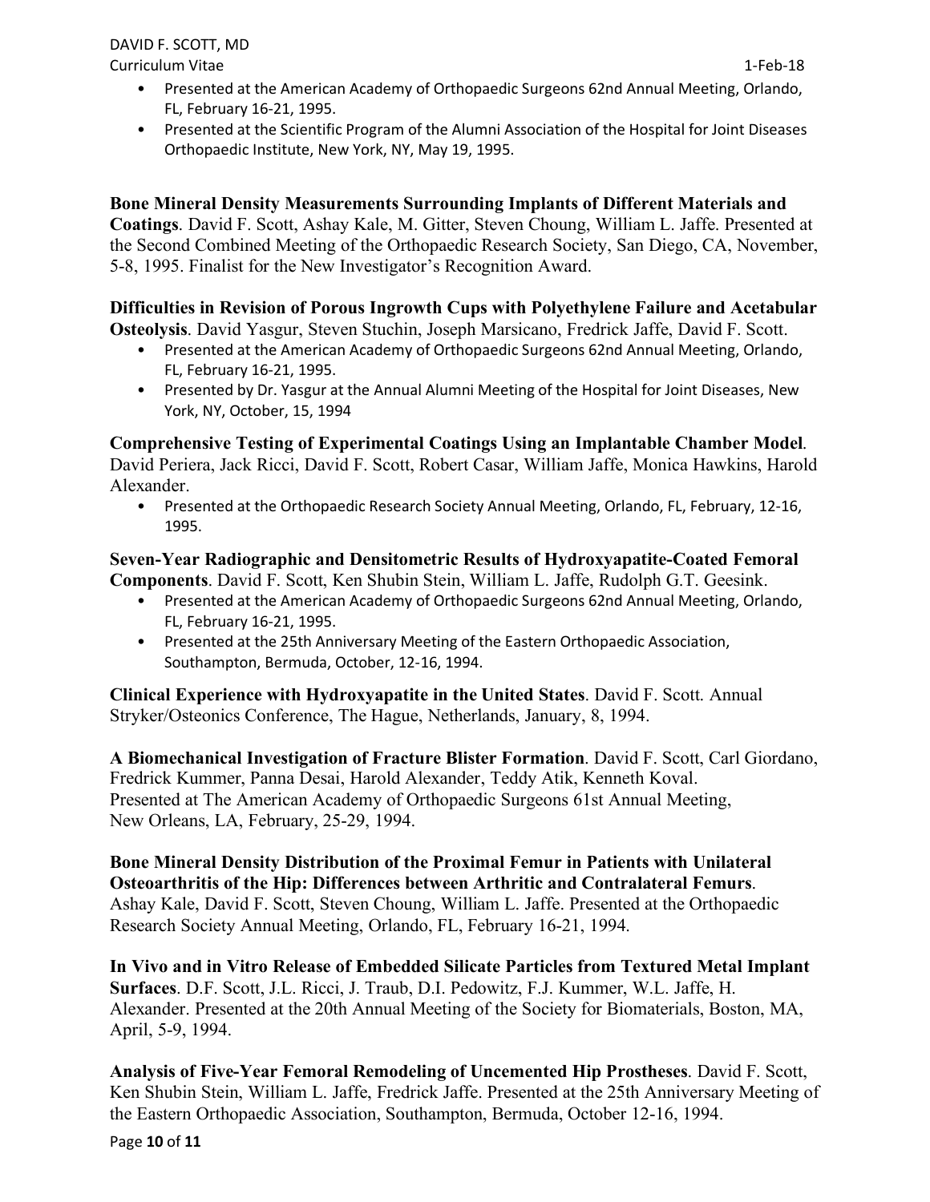- Presented at the American Academy of Orthopaedic Surgeons 62nd Annual Meeting, Orlando, FL, February 16-21, 1995.
- Presented at the Scientific Program of the Alumni Association of the Hospital for Joint Diseases Orthopaedic Institute, New York, NY, May 19, 1995.

**Bone Mineral Density Measurements Surrounding Implants of Different Materials and Coatings**. David F. Scott, Ashay Kale, M. Gitter, Steven Choung, William L. Jaffe. Presented at the Second Combined Meeting of the Orthopaedic Research Society, San Diego, CA, November, 5-8, 1995. Finalist for the New Investigator's Recognition Award.

**Difficulties in Revision of Porous Ingrowth Cups with Polyethylene Failure and Acetabular Osteolysis**. David Yasgur, Steven Stuchin, Joseph Marsicano, Fredrick Jaffe, David F. Scott.

- Presented at the American Academy of Orthopaedic Surgeons 62nd Annual Meeting, Orlando, FL, February 16-21, 1995.
- Presented by Dr. Yasgur at the Annual Alumni Meeting of the Hospital for Joint Diseases, New York, NY, October, 15, 1994

**Comprehensive Testing of Experimental Coatings Using an Implantable Chamber Model**. David Periera, Jack Ricci, David F. Scott, Robert Casar, William Jaffe, Monica Hawkins, Harold Alexander.

- Presented at the Orthopaedic Research Society Annual Meeting, Orlando, FL, February, 12-16, 1995.

**Seven-Year Radiographic and Densitometric Results of Hydroxyapatite-Coated Femoral Components**. David F. Scott, Ken Shubin Stein, William L. Jaffe, Rudolph G.T. Geesink.

- Presented at the American Academy of Orthopaedic Surgeons 62nd Annual Meeting, Orlando, FL, February 16-21, 1995.
- Presented at the 25th Anniversary Meeting of the Eastern Orthopaedic Association, Southampton, Bermuda, October, 12-16, 1994.

**Clinical Experience with Hydroxyapatite in the United States**. David F. Scott. Annual Stryker/Osteonics Conference, The Hague, Netherlands, January, 8, 1994.

**A Biomechanical Investigation of Fracture Blister Formation**. David F. Scott, Carl Giordano, Fredrick Kummer, Panna Desai, Harold Alexander, Teddy Atik, Kenneth Koval. Presented at The American Academy of Orthopaedic Surgeons 61st Annual Meeting, New Orleans, LA, February, 25-29, 1994.

**Bone Mineral Density Distribution of the Proximal Femur in Patients with Unilateral Osteoarthritis of the Hip: Differences between Arthritic and Contralateral Femurs**. Ashay Kale, David F. Scott, Steven Choung, William L. Jaffe. Presented at the Orthopaedic Research Society Annual Meeting, Orlando, FL, February 16-21, 1994.

**In Vivo and in Vitro Release of Embedded Silicate Particles from Textured Metal Implant Surfaces**. D.F. Scott, J.L. Ricci, J. Traub, D.I. Pedowitz, F.J. Kummer, W.L. Jaffe, H. Alexander. Presented at the 20th Annual Meeting of the Society for Biomaterials, Boston, MA, April, 5-9, 1994.

**Analysis of Five-Year Femoral Remodeling of Uncemented Hip Prostheses**. David F. Scott, Ken Shubin Stein, William L. Jaffe, Fredrick Jaffe. Presented at the 25th Anniversary Meeting of the Eastern Orthopaedic Association, Southampton, Bermuda, October 12-16, 1994.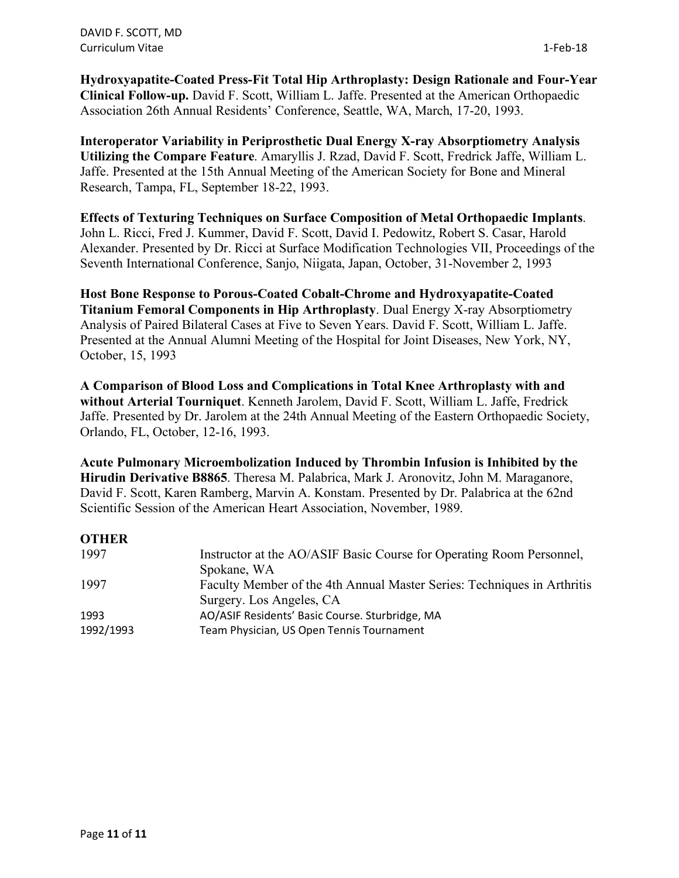**Hydroxyapatite-Coated Press-Fit Total Hip Arthroplasty: Design Rationale and Four-Year Clinical Follow-up.** David F. Scott, William L. Jaffe. Presented at the American Orthopaedic Association 26th Annual Residents' Conference, Seattle, WA, March, 17-20, 1993.

**Interoperator Variability in Periprosthetic Dual Energy X-ray Absorptiometry Analysis Utilizing the Compare Feature**. Amaryllis J. Rzad, David F. Scott, Fredrick Jaffe, William L. Jaffe. Presented at the 15th Annual Meeting of the American Society for Bone and Mineral Research, Tampa, FL, September 18-22, 1993.

**Effects of Texturing Techniques on Surface Composition of Metal Orthopaedic Implants**. John L. Ricci, Fred J. Kummer, David F. Scott, David I. Pedowitz, Robert S. Casar, Harold Alexander. Presented by Dr. Ricci at Surface Modification Technologies VII, Proceedings of the Seventh International Conference, Sanjo, Niigata, Japan, October, 31-November 2, 1993

**Host Bone Response to Porous-Coated Cobalt-Chrome and Hydroxyapatite-Coated Titanium Femoral Components in Hip Arthroplasty**. Dual Energy X-ray Absorptiometry Analysis of Paired Bilateral Cases at Five to Seven Years. David F. Scott, William L. Jaffe. Presented at the Annual Alumni Meeting of the Hospital for Joint Diseases, New York, NY, October, 15, 1993

**A Comparison of Blood Loss and Complications in Total Knee Arthroplasty with and without Arterial Tourniquet**. Kenneth Jarolem, David F. Scott, William L. Jaffe, Fredrick Jaffe. Presented by Dr. Jarolem at the 24th Annual Meeting of the Eastern Orthopaedic Society, Orlando, FL, October, 12-16, 1993.

**Acute Pulmonary Microembolization Induced by Thrombin Infusion is Inhibited by the Hirudin Derivative B8865**. Theresa M. Palabrica, Mark J. Aronovitz, John M. Maraganore, David F. Scott, Karen Ramberg, Marvin A. Konstam. Presented by Dr. Palabrica at the 62nd Scientific Session of the American Heart Association, November, 1989.

## OTHER

| | |
|---|---|
| 1997 | Instructor at the AO/ASIF Basic Course for Operating Room Personnel, Spokane, WA |
| 1997 | Faculty Member of the 4th Annual Master Series: Techniques in Arthritis Surgery. Los Angeles, CA |
| 1993 | AO/ASIF Residents' Basic Course. Sturbridge, MA |
| 1992/1993 | Team Physician, US Open Tennis Tournament |